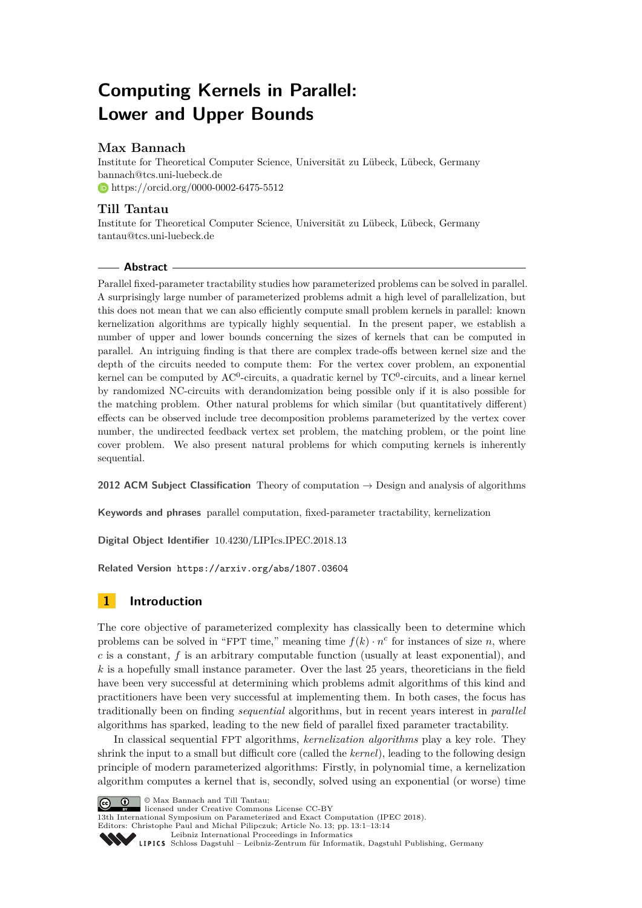# Computing Kernels in Parallel: Lower and Upper Bounds

## Max Bannach

Institute for Theoretical Computer Science, Universität zu Lübeck, Lübeck, Germany
bannach@tcs.uni-luebeck.de
https://orcid.org/0000-0002-6475-5512

## Till Tantau

Institute for Theoretical Computer Science, Universität zu Lübeck, Lübeck, Germany
tantau@tcs.uni-luebeck.de

## Abstract

Parallel fixed-parameter tractability studies how parameterized problems can be solved in parallel. A surprisingly large number of parameterized problems admit a high level of parallelization, but this does not mean that we can also efficiently compute small problem kernels in parallel: known kernelization algorithms are typically highly sequential. In the present paper, we establish a number of upper and lower bounds concerning the sizes of kernels that can be computed in parallel. An intriguing finding is that there are complex trade-offs between kernel size and the depth of the circuits needed to compute them: For the vertex cover problem, an exponential kernel can be computed by $\mathrm{AC}^0$-circuits, a quadratic kernel by $\mathrm{TC}^0$-circuits, and a linear kernel by randomized NC-circuits with derandomization being possible only if it is also possible for the matching problem. Other natural problems for which similar (but quantitatively different) effects can be observed include tree decomposition problems parameterized by the vertex cover number, the undirected feedback vertex set problem, the matching problem, or the point line cover problem. We also present natural problems for which computing kernels is inherently sequential.

**2012 ACM Subject Classification** Theory of computation → Design and analysis of algorithms

**Keywords and phrases** parallel computation, fixed-parameter tractability, kernelization

**Digital Object Identifier** 10.4230/LIPIcs.IPEC.2018.13

**Related Version** https://arxiv.org/abs/1807.03604

## 1 Introduction

The core objective of parameterized complexity has classically been to determine which problems can be solved in "FPT time," meaning time $f(k) \cdot n^c$ for instances of size $n$, where $c$ is a constant, $f$ is an arbitrary computable function (usually at least exponential), and $k$ is a hopefully small instance parameter. Over the last 25 years, theoreticians in the field have been very successful at determining which problems admit algorithms of this kind and practitioners have been very successful at implementing them. In both cases, the focus has traditionally been on finding *sequential* algorithms, but in recent years interest in *parallel* algorithms has sparked, leading to the new field of parallel fixed parameter tractability.

In classical sequential FPT algorithms, *kernelization algorithms* play a key role. They shrink the input to a small but difficult core (called the *kernel*), leading to the following design principle of modern parameterized algorithms: Firstly, in polynomial time, a kernelization algorithm computes a kernel that is, secondly, solved using an exponential (or worse) time

© Max Bannach and Till Tantau;
licensed under Creative Commons License CC-BY
13th International Symposium on Parameterized and Exact Computation (IPEC 2018).
Editors: Christophe Paul and Michał Pilipczuk; Article No. 13; pp. 13:1–13:14
Leibniz International Proceedings in Informatics
Schloss Dagstuhl – Leibniz-Zentrum für Informatik, Dagstuhl Publishing, Germany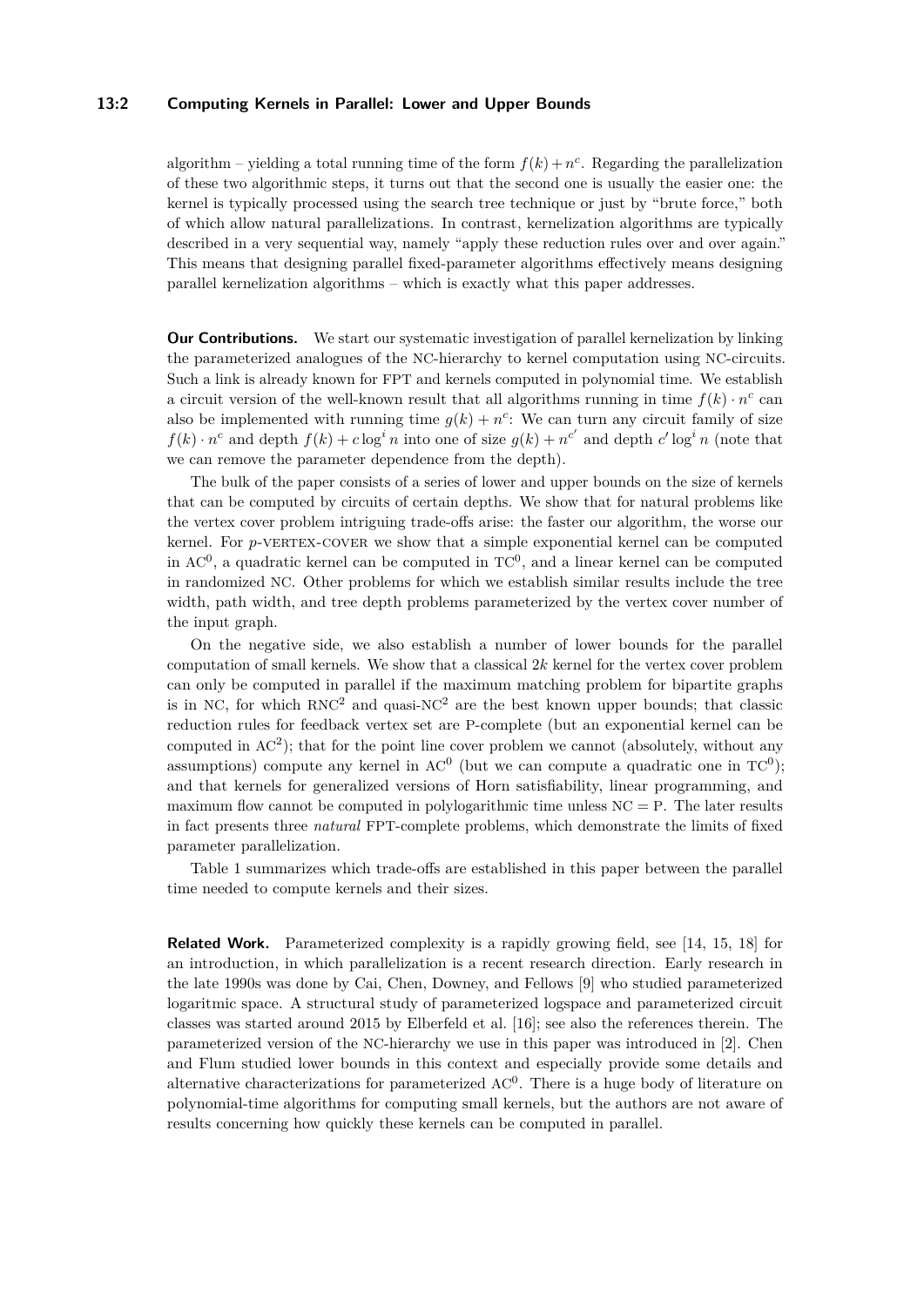algorithm – yielding a total running time of the form $f(k) + n^c$. Regarding the parallelization of these two algorithmic steps, it turns out that the second one is usually the easier one: the kernel is typically processed using the search tree technique or just by "brute force," both of which allow natural parallelizations. In contrast, kernelization algorithms are typically described in a very sequential way, namely "apply these reduction rules over and over again." This means that designing parallel fixed-parameter algorithms effectively means designing parallel kernelization algorithms – which is exactly what this paper addresses.

**Our Contributions.** We start our systematic investigation of parallel kernelization by linking the parameterized analogues of the NC-hierarchy to kernel computation using NC-circuits. Such a link is already known for FPT and kernels computed in polynomial time. We establish a circuit version of the well-known result that all algorithms running in time $f(k) \cdot n^c$ can also be implemented with running time $g(k) + n^c$: We can turn any circuit family of size $f(k) \cdot n^c$ and depth $f(k) + c \log^i n$ into one of size $g(k) + n^{c'}$ and depth $c' \log^i n$ (note that we can remove the parameter dependence from the depth).

The bulk of the paper consists of a series of lower and upper bounds on the size of kernels that can be computed by circuits of certain depths. We show that for natural problems like the vertex cover problem intriguing trade-offs arise: the faster our algorithm, the worse our kernel. For $p$-VERTEX-COVER we show that a simple exponential kernel can be computed in $\mathrm{AC}^0$, a quadratic kernel can be computed in $\mathrm{TC}^0$, and a linear kernel can be computed in randomized NC. Other problems for which we establish similar results include the tree width, path width, and tree depth problems parameterized by the vertex cover number of the input graph.

On the negative side, we also establish a number of lower bounds for the parallel computation of small kernels. We show that a classical $2k$ kernel for the vertex cover problem can only be computed in parallel if the maximum matching problem for bipartite graphs is in NC, for which $\mathrm{RNC}^2$ and quasi-$\mathrm{NC}^2$ are the best known upper bounds; that classic reduction rules for feedback vertex set are P-complete (but an exponential kernel can be computed in $\mathrm{AC}^2$); that for the point line cover problem we cannot (absolutely, without any assumptions) compute any kernel in $\mathrm{AC}^0$ (but we can compute a quadratic one in $\mathrm{TC}^0$); and that kernels for generalized versions of Horn satisfiability, linear programming, and maximum flow cannot be computed in polylogarithmic time unless NC = P. The later results in fact presents three *natural* FPT-complete problems, which demonstrate the limits of fixed parameter parallelization.

Table 1 summarizes which trade-offs are established in this paper between the parallel time needed to compute kernels and their sizes.

**Related Work.** Parameterized complexity is a rapidly growing field, see [14, 15, 18] for an introduction, in which parallelization is a recent research direction. Early research in the late 1990s was done by Cai, Chen, Downey, and Fellows [9] who studied parameterized logaritmic space. A structural study of parameterized logspace and parameterized circuit classes was started around 2015 by Elberfeld et al. [16]; see also the references therein. The parameterized version of the NC-hierarchy we use in this paper was introduced in [2]. Chen and Flum studied lower bounds in this context and especially provide some details and alternative characterizations for parameterized $\mathrm{AC}^0$. There is a huge body of literature on polynomial-time algorithms for computing small kernels, but the authors are not aware of results concerning how quickly these kernels can be computed in parallel.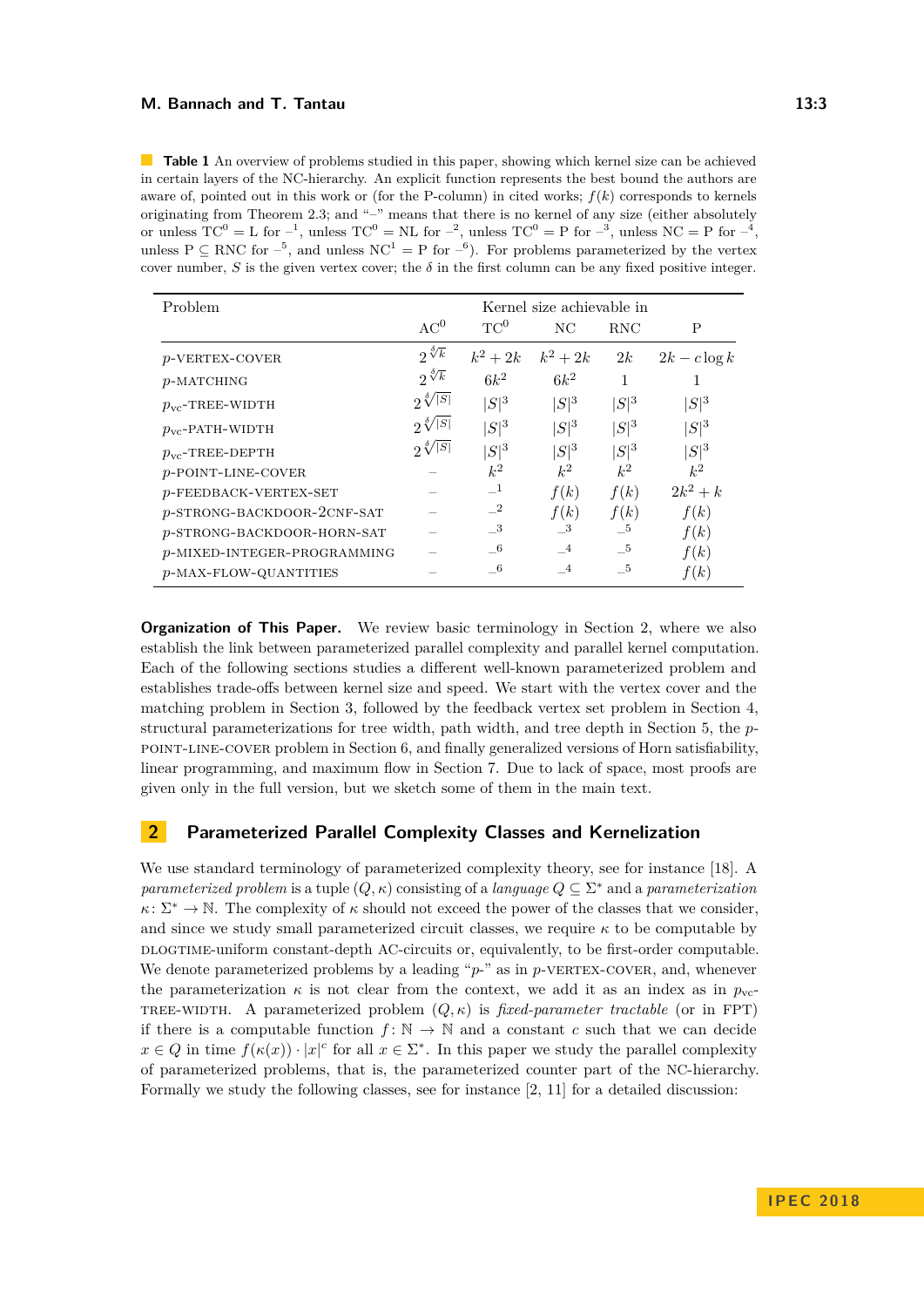**Table 1** An overview of problems studied in this paper, showing which kernel size can be achieved in certain layers of the NC-hierarchy. An explicit function represents the best bound the authors are aware of, pointed out in this work or (for the P-column) in cited works; $f(k)$ corresponds to kernels originating from Theorem 2.3; and "–" means that there is no kernel of any size (either absolutely or unless $\mathrm{TC}^0 = \mathrm{L}$ for $–^1$, unless $\mathrm{TC}^0 = \mathrm{NL}$ for $–^2$, unless $\mathrm{TC}^0 = \mathrm{P}$ for $–^3$, unless $\mathrm{NC} = \mathrm{P}$ for $–^4$, unless $\mathrm{P} \subseteq \mathrm{RNC}$ for $–^5$, and unless $\mathrm{NC}^1 = \mathrm{P}$ for $–^6$). For problems parameterized by the vertex cover number, $S$ is the given vertex cover; the $\delta$ in the first column can be any fixed positive integer.

| Problem | Kernel size achievable in | | | | |
|---|---|---|---|---|---|
| | $\mathrm{AC}^0$ | $\mathrm{TC}^0$ | NC | RNC | P |
| $p$-VERTEX-COVER | $2^{\sqrt[\delta]{k}}$ | $k^2 + 2k$ | $k^2 + 2k$ | $2k$ | $2k - c\log k$ |
| $p$-MATCHING | $2^{\sqrt[\delta]{k}}$ | $6k^2$ | $6k^2$ | 1 | 1 |
| $p_{\mathrm{vc}}$-TREE-WIDTH | $2^{\sqrt[\delta]{\lvert S\rvert}}$ | $\lvert S\rvert^3$ | $\lvert S\rvert^3$ | $\lvert S\rvert^3$ | $\lvert S\rvert^3$ |
| $p_{\mathrm{vc}}$-PATH-WIDTH | $2^{\sqrt[\delta]{\lvert S\rvert}}$ | $\lvert S\rvert^3$ | $\lvert S\rvert^3$ | $\lvert S\rvert^3$ | $\lvert S\rvert^3$ |
| $p_{\mathrm{vc}}$-TREE-DEPTH | $2^{\sqrt[\delta]{\lvert S\rvert}}$ | $\lvert S\rvert^3$ | $\lvert S\rvert^3$ | $\lvert S\rvert^3$ | $\lvert S\rvert^3$ |
| $p$-POINT-LINE-COVER | – | $k^2$ | $k^2$ | $k^2$ | $k^2$ |
| $p$-FEEDBACK-VERTEX-SET | – | $–^1$ | $f(k)$ | $f(k)$ | $2k^2 + k$ |
| $p$-STRONG-BACKDOOR-2CNF-SAT | – | $–^2$ | $f(k)$ | $f(k)$ | $f(k)$ |
| $p$-STRONG-BACKDOOR-HORN-SAT | – | $–^3$ | $–^3$ | $–^5$ | $f(k)$ |
| $p$-MIXED-INTEGER-PROGRAMMING | – | $–^6$ | $–^4$ | $–^5$ | $f(k)$ |
| $p$-MAX-FLOW-QUANTITIES | – | $–^6$ | $–^4$ | $–^5$ | $f(k)$ |

**Organization of This Paper.** We review basic terminology in Section 2, where we also establish the link between parameterized parallel complexity and parallel kernel computation. Each of the following sections studies a different well-known parameterized problem and establishes trade-offs between kernel size and speed. We start with the vertex cover and the matching problem in Section 3, followed by the feedback vertex set problem in Section 4, structural parameterizations for tree width, path width, and tree depth in Section 5, the $p$-POINT-LINE-COVER problem in Section 6, and finally generalized versions of Horn satisfiability, linear programming, and maximum flow in Section 7. Due to lack of space, most proofs are given only in the full version, but we sketch some of them in the main text.

## 2 Parameterized Parallel Complexity Classes and Kernelization

We use standard terminology of parameterized complexity theory, see for instance [18]. A *parameterized problem* is a tuple $(Q, \kappa)$ consisting of a *language* $Q \subseteq \Sigma^*$ and a *parameterization* $\kappa\colon \Sigma^* \to \mathbb{N}$. The complexity of $\kappa$ should not exceed the power of the classes that we consider, and since we study small parameterized circuit classes, we require $\kappa$ to be computable by DLOGTIME-uniform constant-depth AC-circuits or, equivalently, to be first-order computable. We denote parameterized problems by a leading "$p$-" as in $p$-VERTEX-COVER, and, whenever the parameterization $\kappa$ is not clear from the context, we add it as an index as in $p_{\mathrm{vc}}$-TREE-WIDTH. A parameterized problem $(Q, \kappa)$ is *fixed-parameter tractable* (or in FPT) if there is a computable function $f\colon \mathbb{N} \to \mathbb{N}$ and a constant $c$ such that we can decide $x \in Q$ in time $f(\kappa(x)) \cdot |x|^c$ for all $x \in \Sigma^*$. In this paper we study the parallel complexity of parameterized problems, that is, the parameterized counter part of the NC-hierarchy. Formally we study the following classes, see for instance [2, 11] for a detailed discussion: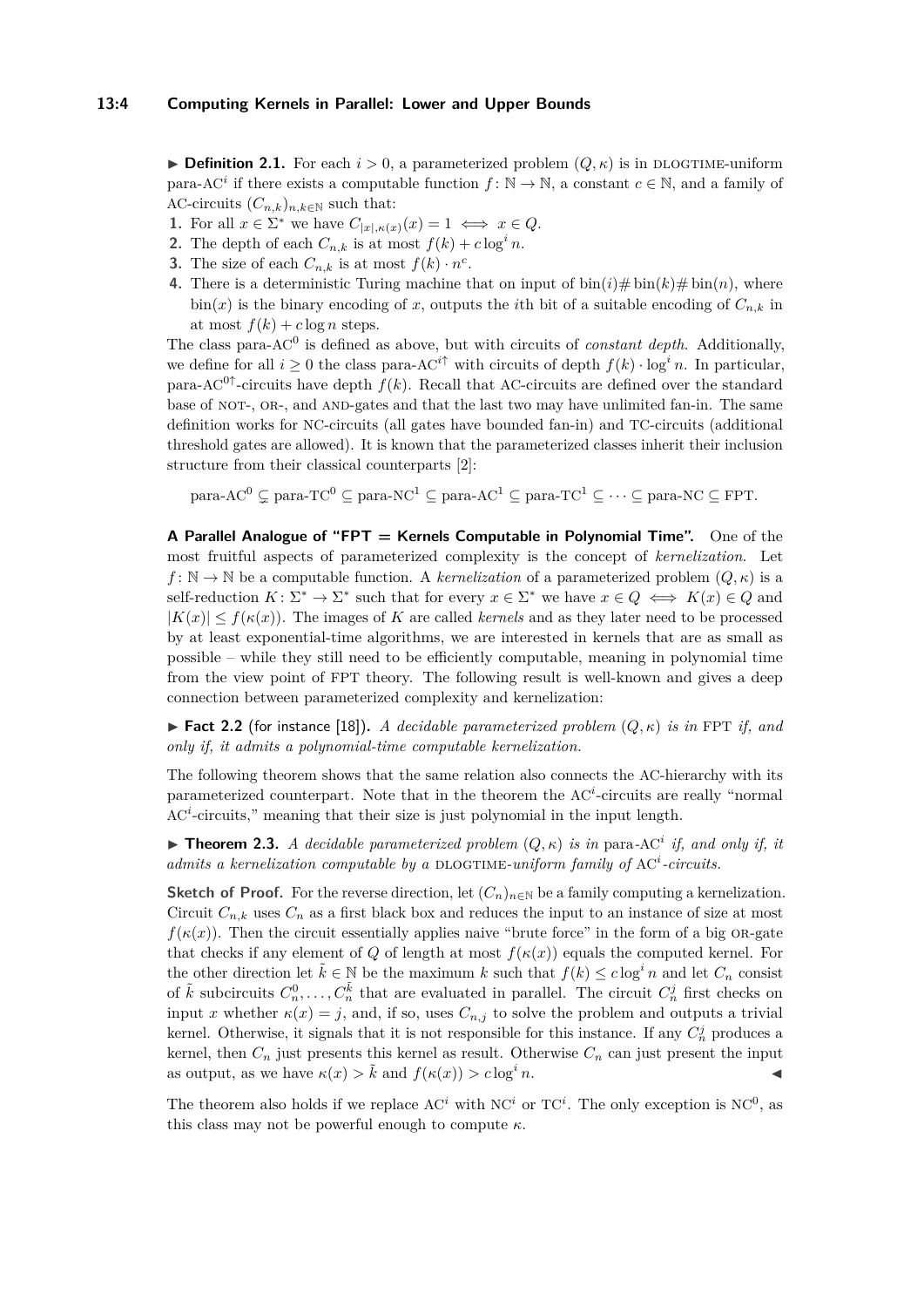▶ **Definition 2.1.** For each $i > 0$, a parameterized problem $(Q, \kappa)$ is in DLOGTIME-uniform para-AC$^i$ if there exists a computable function $f\colon \mathbb{N} \to \mathbb{N}$, a constant $c \in \mathbb{N}$, and a family of AC-circuits $(C_{n,k})_{n,k\in\mathbb{N}}$ such that:

1. For all $x \in \Sigma^*$ we have $C_{|x|,\kappa(x)}(x) = 1 \iff x \in Q$.
2. The depth of each $C_{n,k}$ is at most $f(k) + c\log^i n$.
3. The size of each $C_{n,k}$ is at most $f(k) \cdot n^c$.
4. There is a deterministic Turing machine that on input of $\text{bin}(i)\#\text{bin}(k)\#\text{bin}(n)$, where $\text{bin}(x)$ is the binary encoding of $x$, outputs the $i$th bit of a suitable encoding of $C_{n,k}$ in at most $f(k) + c\log n$ steps.

The class para-AC$^0$ is defined as above, but with circuits of *constant depth*. Additionally, we define for all $i \geq 0$ the class para-AC$^{i\uparrow}$ with circuits of depth $f(k) \cdot \log^i n$. In particular, para-AC$^{0\uparrow}$-circuits have depth $f(k)$. Recall that AC-circuits are defined over the standard base of NOT-, OR-, and AND-gates and that the last two may have unlimited fan-in. The same definition works for NC-circuits (all gates have bounded fan-in) and TC-circuits (additional threshold gates are allowed). It is known that the parameterized classes inherit their inclusion structure from their classical counterparts [2]:

$$\text{para-AC}^0 \subsetneq \text{para-TC}^0 \subseteq \text{para-NC}^1 \subseteq \text{para-AC}^1 \subseteq \text{para-TC}^1 \subseteq \cdots \subseteq \text{para-NC} \subseteq \text{FPT}.$$

**A Parallel Analogue of "FPT = Kernels Computable in Polynomial Time".** One of the most fruitful aspects of parameterized complexity is the concept of *kernelization*. Let $f\colon \mathbb{N} \to \mathbb{N}$ be a computable function. A *kernelization* of a parameterized problem $(Q, \kappa)$ is a self-reduction $K\colon \Sigma^* \to \Sigma^*$ such that for every $x \in \Sigma^*$ we have $x \in Q \iff K(x) \in Q$ and $|K(x)| \leq f(\kappa(x))$. The images of $K$ are called *kernels* and as they later need to be processed by at least exponential-time algorithms, we are interested in kernels that are as small as possible – while they still need to be efficiently computable, meaning in polynomial time from the view point of FPT theory. The following result is well-known and gives a deep connection between parameterized complexity and kernelization:

▶ **Fact 2.2** (for instance [18]). *A decidable parameterized problem $(Q, \kappa)$ is in* FPT *if, and only if, it admits a polynomial-time computable kernelization.*

The following theorem shows that the same relation also connects the AC-hierarchy with its parameterized counterpart. Note that in the theorem the AC$^i$-circuits are really "normal AC$^i$-circuits," meaning that their size is just polynomial in the input length.

▶ **Theorem 2.3.** *A decidable parameterized problem $(Q, \kappa)$ is in* para-AC$^i$ *if, and only if, it admits a kernelization computable by a* DLOGTIME*-uniform family of* AC$^i$*-circuits.*

**Sketch of Proof.** For the reverse direction, let $(C_n)_{n\in\mathbb{N}}$ be a family computing a kernelization. Circuit $C_{n,k}$ uses $C_n$ as a first black box and reduces the input to an instance of size at most $f(\kappa(x))$. Then the circuit essentially applies naive "brute force" in the form of a big OR-gate that checks if any element of $Q$ of length at most $f(\kappa(x))$ equals the computed kernel. For the other direction let $\tilde{k} \in \mathbb{N}$ be the maximum $k$ such that $f(k) \leq c\log^i n$ and let $C_n$ consist of $\tilde{k}$ subcircuits $C_n^0, \ldots, C_n^{\tilde{k}}$ that are evaluated in parallel. The circuit $C_n^j$ first checks on input $x$ whether $\kappa(x) = j$, and, if so, uses $C_{n,j}$ to solve the problem and outputs a trivial kernel. Otherwise, it signals that it is not responsible for this instance. If any $C_n^j$ produces a kernel, then $C_n$ just presents this kernel as result. Otherwise $C_n$ can just present the input as output, as we have $\kappa(x) > \tilde{k}$ and $f(\kappa(x)) > c\log^i n$. ◀

The theorem also holds if we replace AC$^i$ with NC$^i$ or TC$^i$. The only exception is NC$^0$, as this class may not be powerful enough to compute $\kappa$.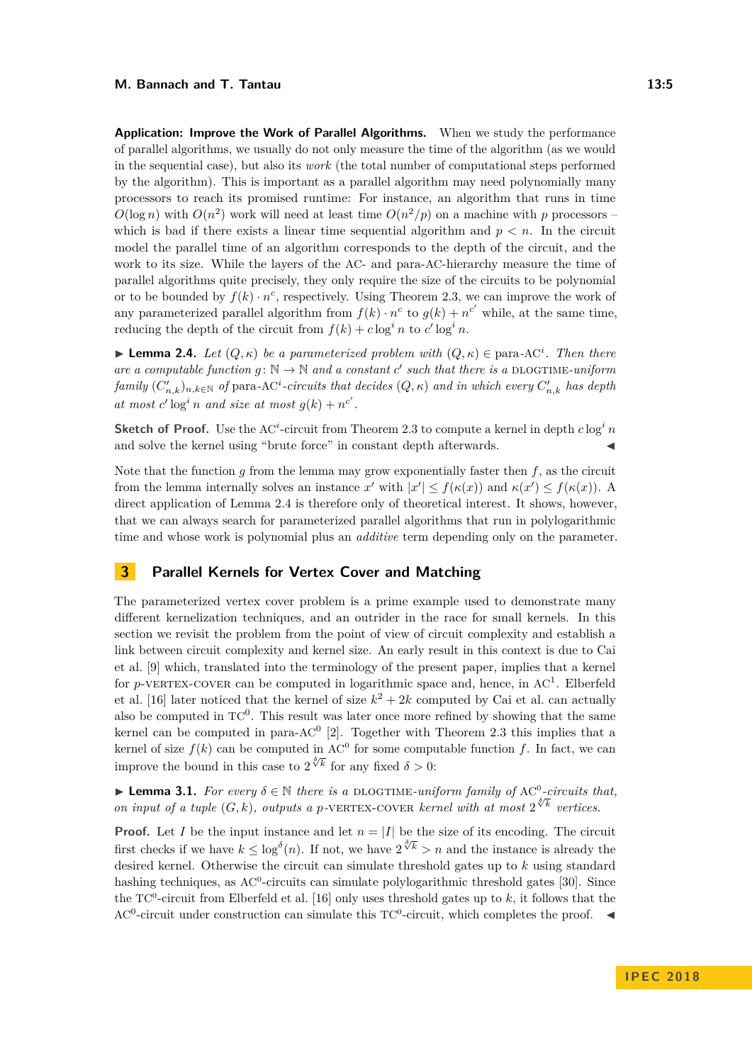**Application: Improve the Work of Parallel Algorithms.** When we study the performance of parallel algorithms, we usually do not only measure the time of the algorithm (as we would in the sequential case), but also its *work* (the total number of computational steps performed by the algorithm). This is important as a parallel algorithm may need polynomially many processors to reach its promised runtime: For instance, an algorithm that runs in time $O(\log n)$ with $O(n^2)$ work will need at least time $O(n^2/p)$ on a machine with $p$ processors – which is bad if there exists a linear time sequential algorithm and $p < n$. In the circuit model the parallel time of an algorithm corresponds to the depth of the circuit, and the work to its size. While the layers of the AC- and para-AC-hierarchy measure the time of parallel algorithms quite precisely, they only require the size of the circuits to be polynomial or to be bounded by $f(k) \cdot n^c$, respectively. Using Theorem 2.3, we can improve the work of any parameterized parallel algorithm from $f(k) \cdot n^c$ to $g(k) + n^{c'}$ while, at the same time, reducing the depth of the circuit from $f(k) + c \log^i n$ to $c' \log^i n$.

▶ **Lemma 2.4.** *Let $(Q, \kappa)$ be a parameterized problem with $(Q, \kappa) \in \text{para-AC}^i$. Then there are a computable function $g\colon \mathbb{N} \to \mathbb{N}$ and a constant $c'$ such that there is a* DLOGTIME*-uniform family $(C'_{n,k})_{n,k \in \mathbb{N}}$ of para-$\text{AC}^i$-circuits that decides $(Q, \kappa)$ and in which every $C'_{n,k}$ has depth at most $c' \log^i n$ and size at most $g(k) + n^{c'}$.*

**Sketch of Proof.** Use the $\text{AC}^i$-circuit from Theorem 2.3 to compute a kernel in depth $c \log^i n$ and solve the kernel using "brute force" in constant depth afterwards. ◀

Note that the function $g$ from the lemma may grow exponentially faster then $f$, as the circuit from the lemma internally solves an instance $x'$ with $|x'| \leq f(\kappa(x))$ and $\kappa(x') \leq f(\kappa(x))$. A direct application of Lemma 2.4 is therefore only of theoretical interest. It shows, however, that we can always search for parameterized parallel algorithms that run in polylogarithmic time and whose work is polynomial plus an *additive* term depending only on the parameter.

# 3 Parallel Kernels for Vertex Cover and Matching

The parameterized vertex cover problem is a prime example used to demonstrate many different kernelization techniques, and an outrider in the race for small kernels. In this section we revisit the problem from the point of view of circuit complexity and establish a link between circuit complexity and kernel size. An early result in this context is due to Cai et al. [9] which, translated into the terminology of the present paper, implies that a kernel for $p$-VERTEX-COVER can be computed in logarithmic space and, hence, in $\text{AC}^1$. Elberfeld et al. [16] later noticed that the kernel of size $k^2 + 2k$ computed by Cai et al. can actually also be computed in $\text{TC}^0$. This result was later once more refined by showing that the same kernel can be computed in para-$\text{AC}^0$ [2]. Together with Theorem 2.3 this implies that a kernel of size $f(k)$ can be computed in $\text{AC}^0$ for some computable function $f$. In fact, we can improve the bound in this case to $2^{\sqrt[\delta]{k}}$ for any fixed $\delta > 0$:

▶ **Lemma 3.1.** *For every $\delta \in \mathbb{N}$ there is a* DLOGTIME*-uniform family of $\text{AC}^0$-circuits that, on input of a tuple $(G, k)$, outputs a $p$-*VERTEX-COVER *kernel with at most $2^{\sqrt[\delta]{k}}$ vertices.*

**Proof.** Let $I$ be the input instance and let $n = |I|$ be the size of its encoding. The circuit first checks if we have $k \leq \log^\delta(n)$. If not, we have $2^{\sqrt[\delta]{k}} > n$ and the instance is already the desired kernel. Otherwise the circuit can simulate threshold gates up to $k$ using standard hashing techniques, as $\text{AC}^0$-circuits can simulate polylogarithmic threshold gates [30]. Since the $\text{TC}^0$-circuit from Elberfeld et al. [16] only uses threshold gates up to $k$, it follows that the $\text{AC}^0$-circuit under construction can simulate this $\text{TC}^0$-circuit, which completes the proof. ◀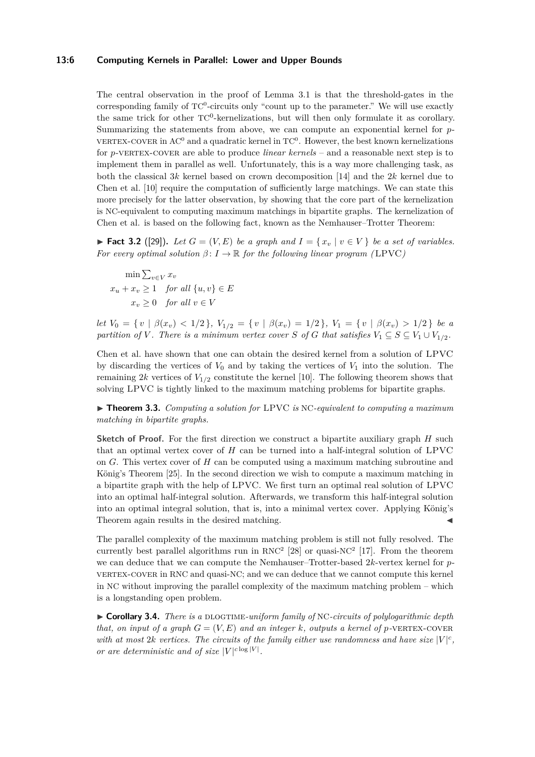The central observation in the proof of Lemma 3.1 is that the threshold-gates in the corresponding family of $\mathrm{TC}^0$-circuits only "count up to the parameter." We will use exactly the same trick for other $\mathrm{TC}^0$-kernelizations, but will then only formulate it as corollary. Summarizing the statements from above, we can compute an exponential kernel for $p$-VERTEX-COVER in $\mathrm{AC}^0$ and a quadratic kernel in $\mathrm{TC}^0$. However, the best known kernelizations for $p$-VERTEX-COVER are able to produce *linear kernels* – and a reasonable next step is to implement them in parallel as well. Unfortunately, this is a way more challenging task, as both the classical $3k$ kernel based on crown decomposition [14] and the $2k$ kernel due to Chen et al. [10] require the computation of sufficiently large matchings. We can state this more precisely for the latter observation, by showing that the core part of the kernelization is NC-equivalent to computing maximum matchings in bipartite graphs. The kernelization of Chen et al. is based on the following fact, known as the Nemhauser–Trotter Theorem:

▶ **Fact 3.2** ([29])**.** *Let $G = (V, E)$ be a graph and $I = \{\, x_v \mid v \in V \,\}$ be a set of variables. For every optimal solution $\beta\colon I \to \mathbb{R}$ for the following linear program (*LPVC*)*

$$
\begin{aligned}
\min \textstyle\sum_{v \in V} x_v& \\
x_u + x_v \geq 1 \quad &\textit{for all } \{u, v\} \in E \\
x_v \geq 0 \quad &\textit{for all } v \in V
\end{aligned}
$$

*let $V_0 = \{\, v \mid \beta(x_v) < 1/2 \,\}$, $V_{1/2} = \{\, v \mid \beta(x_v) = 1/2 \,\}$, $V_1 = \{\, v \mid \beta(x_v) > 1/2 \,\}$ be a partition of $V$. There is a minimum vertex cover $S$ of $G$ that satisfies $V_1 \subseteq S \subseteq V_1 \cup V_{1/2}$.*

Chen et al. have shown that one can obtain the desired kernel from a solution of LPVC by discarding the vertices of $V_0$ and by taking the vertices of $V_1$ into the solution. The remaining $2k$ vertices of $V_{1/2}$ constitute the kernel [10]. The following theorem shows that solving LPVC is tightly linked to the maximum matching problems for bipartite graphs.

▶ **Theorem 3.3.** *Computing a solution for* LPVC *is* NC*-equivalent to computing a maximum matching in bipartite graphs.*

**Sketch of Proof.** For the first direction we construct a bipartite auxiliary graph $H$ such that an optimal vertex cover of $H$ can be turned into a half-integral solution of LPVC on $G$. This vertex cover of $H$ can be computed using a maximum matching subroutine and König's Theorem [25]. In the second direction we wish to compute a maximum matching in a bipartite graph with the help of LPVC. We first turn an optimal real solution of LPVC into an optimal half-integral solution. Afterwards, we transform this half-integral solution into an optimal integral solution, that is, into a minimal vertex cover. Applying König's Theorem again results in the desired matching. ◀

The parallel complexity of the maximum matching problem is still not fully resolved. The currently best parallel algorithms run in $\mathrm{RNC}^2$ [28] or quasi-$\mathrm{NC}^2$ [17]. From the theorem we can deduce that we can compute the Nemhauser–Trotter-based $2k$-vertex kernel for $p$-VERTEX-COVER in RNC and quasi-NC; and we can deduce that we cannot compute this kernel in NC without improving the parallel complexity of the maximum matching problem – which is a longstanding open problem.

▶ **Corollary 3.4.** *There is a* DLOGTIME*-uniform family of* NC*-circuits of polylogarithmic depth that, on input of a graph $G = (V, E)$ and an integer $k$, outputs a kernel of $p$-*VERTEX-COVER *with at most $2k$ vertices. The circuits of the family either use randomness and have size $|V|^c$, or are deterministic and of size $|V|^{c \log |V|}$.*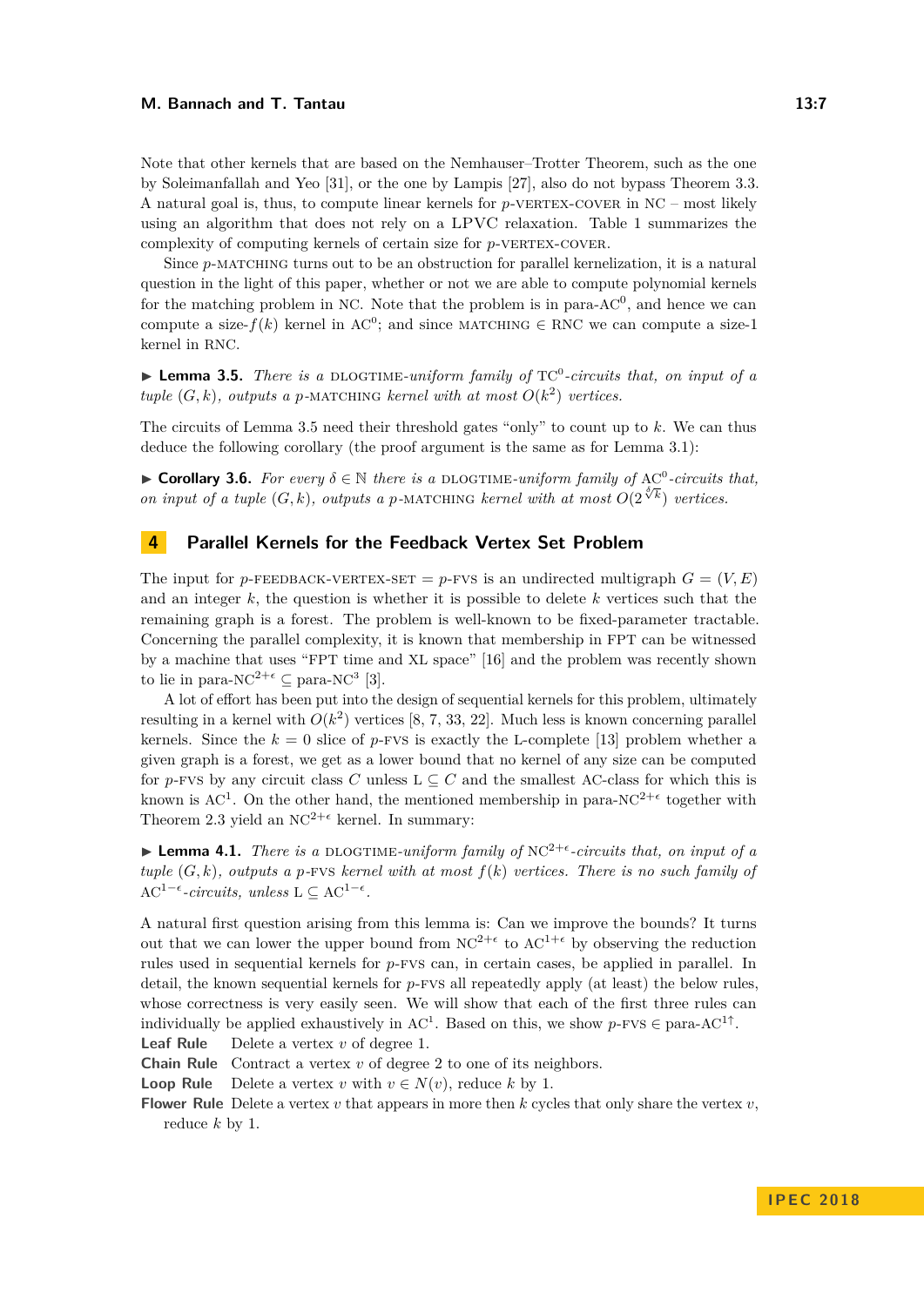Note that other kernels that are based on the Nemhauser–Trotter Theorem, such as the one by Soleimanfallah and Yeo [31], or the one by Lampis [27], also do not bypass Theorem 3.3. A natural goal is, thus, to compute linear kernels for $p$-VERTEX-COVER in NC – most likely using an algorithm that does not rely on a LPVC relaxation. Table 1 summarizes the complexity of computing kernels of certain size for $p$-VERTEX-COVER.

Since $p$-MATCHING turns out to be an obstruction for parallel kernelization, it is a natural question in the light of this paper, whether or not we are able to compute polynomial kernels for the matching problem in NC. Note that the problem is in para-$\mathrm{AC}^0$, and hence we can compute a size-$f(k)$ kernel in $\mathrm{AC}^0$; and since MATCHING $\in$ RNC we can compute a size-1 kernel in RNC.

▶ **Lemma 3.5.** *There is a* DLOGTIME*-uniform family of* $\mathrm{TC}^0$*-circuits that, on input of a tuple* $(G, k)$*, outputs a* $p$-MATCHING *kernel with at most* $O(k^2)$ *vertices.*

The circuits of Lemma 3.5 need their threshold gates "only" to count up to $k$. We can thus deduce the following corollary (the proof argument is the same as for Lemma 3.1):

▶ **Corollary 3.6.** *For every* $\delta \in \mathbb{N}$ *there is a* DLOGTIME*-uniform family of* $\mathrm{AC}^0$*-circuits that, on input of a tuple* $(G, k)$*, outputs a* $p$-MATCHING *kernel with at most* $O(2^{\sqrt[\delta]{k}})$ *vertices.*

## 4 Parallel Kernels for the Feedback Vertex Set Problem

The input for $p$-FEEDBACK-VERTEX-SET $= p$-FVS is an undirected multigraph $G = (V, E)$ and an integer $k$, the question is whether it is possible to delete $k$ vertices such that the remaining graph is a forest. The problem is well-known to be fixed-parameter tractable. Concerning the parallel complexity, it is known that membership in FPT can be witnessed by a machine that uses "FPT time and XL space" [16] and the problem was recently shown to lie in para-$\mathrm{NC}^{2+\epsilon} \subseteq$ para-$\mathrm{NC}^3$ [3].

A lot of effort has been put into the design of sequential kernels for this problem, ultimately resulting in a kernel with $O(k^2)$ vertices [8, 7, 33, 22]. Much less is known concerning parallel kernels. Since the $k = 0$ slice of $p$-FVS is exactly the L-complete [13] problem whether a given graph is a forest, we get as a lower bound that no kernel of any size can be computed for $p$-FVS by any circuit class $C$ unless $\mathrm{L} \subseteq C$ and the smallest AC-class for which this is known is $\mathrm{AC}^1$. On the other hand, the mentioned membership in para-$\mathrm{NC}^{2+\epsilon}$ together with Theorem 2.3 yield an $\mathrm{NC}^{2+\epsilon}$ kernel. In summary:

▶ **Lemma 4.1.** *There is a* DLOGTIME*-uniform family of* $\mathrm{NC}^{2+\epsilon}$*-circuits that, on input of a tuple* $(G, k)$*, outputs a* $p$-FVS *kernel with at most* $f(k)$ *vertices. There is no such family of* $\mathrm{AC}^{1-\epsilon}$*-circuits, unless* $\mathrm{L} \subseteq \mathrm{AC}^{1-\epsilon}$*.*

A natural first question arising from this lemma is: Can we improve the bounds? It turns out that we can lower the upper bound from $\mathrm{NC}^{2+\epsilon}$ to $\mathrm{AC}^{1+\epsilon}$ by observing the reduction rules used in sequential kernels for $p$-FVS can, in certain cases, be applied in parallel. In detail, the known sequential kernels for $p$-FVS all repeatedly apply (at least) the below rules, whose correctness is very easily seen. We will show that each of the first three rules can individually be applied exhaustively in $\mathrm{AC}^1$. Based on this, we show $p$-FVS $\in$ para-$\mathrm{AC}^{1\uparrow}$.

**Leaf Rule** Delete a vertex $v$ of degree 1.

**Chain Rule** Contract a vertex $v$ of degree 2 to one of its neighbors.

**Loop Rule** Delete a vertex $v$ with $v \in N(v)$, reduce $k$ by 1.

**Flower Rule** Delete a vertex $v$ that appears in more then $k$ cycles that only share the vertex $v$, reduce $k$ by 1.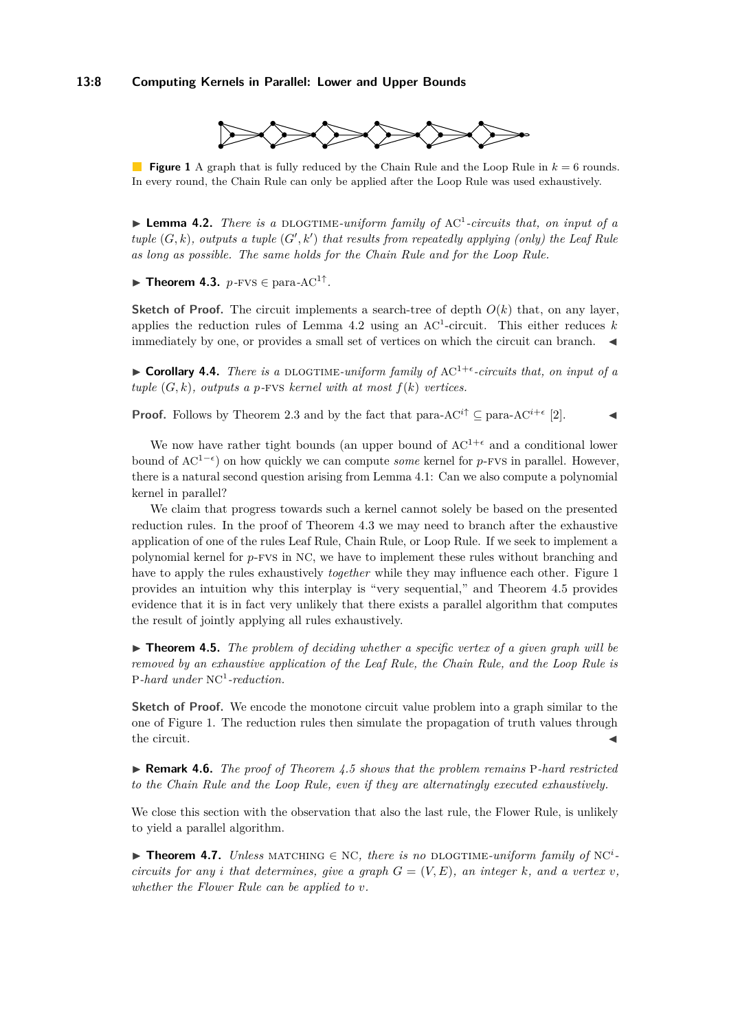**Figure 1** A graph that is fully reduced by the Chain Rule and the Loop Rule in $k = 6$ rounds. In every round, the Chain Rule can only be applied after the Loop Rule was used exhaustively.

▶ **Lemma 4.2.** *There is a* DLOGTIME*-uniform family of* $\mathrm{AC}^1$*-circuits that, on input of a tuple* $(G, k)$*, outputs a tuple* $(G', k')$ *that results from repeatedly applying (only) the Leaf Rule as long as possible. The same holds for the Chain Rule and for the Loop Rule.*

▶ **Theorem 4.3.** $p$-FVS $\in$ para-$\mathrm{AC}^{1\uparrow}$.

**Sketch of Proof.** The circuit implements a search-tree of depth $O(k)$ that, on any layer, applies the reduction rules of Lemma 4.2 using an $\mathrm{AC}^1$-circuit. This either reduces $k$ immediately by one, or provides a small set of vertices on which the circuit can branch. ◀

▶ **Corollary 4.4.** *There is a* DLOGTIME*-uniform family of* $\mathrm{AC}^{1+\epsilon}$*-circuits that, on input of a tuple* $(G, k)$*, outputs a* $p$-FVS *kernel with at most* $f(k)$ *vertices.*

**Proof.** Follows by Theorem 2.3 and by the fact that para-$\mathrm{AC}^{i\uparrow} \subseteq$ para-$\mathrm{AC}^{i+\epsilon}$ [2]. ◀

We now have rather tight bounds (an upper bound of $\mathrm{AC}^{1+\epsilon}$ and a conditional lower bound of $\mathrm{AC}^{1-\epsilon}$) on how quickly we can compute *some* kernel for $p$-FVS in parallel. However, there is a natural second question arising from Lemma 4.1: Can we also compute a polynomial kernel in parallel?

We claim that progress towards such a kernel cannot solely be based on the presented reduction rules. In the proof of Theorem 4.3 we may need to branch after the exhaustive application of one of the rules Leaf Rule, Chain Rule, or Loop Rule. If we seek to implement a polynomial kernel for $p$-FVS in NC, we have to implement these rules without branching and have to apply the rules exhaustively *together* while they may influence each other. Figure 1 provides an intuition why this interplay is "very sequential," and Theorem 4.5 provides evidence that it is in fact very unlikely that there exists a parallel algorithm that computes the result of jointly applying all rules exhaustively.

▶ **Theorem 4.5.** *The problem of deciding whether a specific vertex of a given graph will be removed by an exhaustive application of the Leaf Rule, the Chain Rule, and the Loop Rule is* P*-hard under* $\mathrm{NC}^1$*-reduction.*

**Sketch of Proof.** We encode the monotone circuit value problem into a graph similar to the one of Figure 1. The reduction rules then simulate the propagation of truth values through the circuit. ◀

▶ **Remark 4.6.** *The proof of Theorem 4.5 shows that the problem remains* P*-hard restricted to the Chain Rule and the Loop Rule, even if they are alternatingly executed exhaustively.*

We close this section with the observation that also the last rule, the Flower Rule, is unlikely to yield a parallel algorithm.

▶ **Theorem 4.7.** *Unless* MATCHING $\in$ NC*, there is no* DLOGTIME*-uniform family of* $\mathrm{NC}^i$*-circuits for any* $i$ *that determines, give a graph* $G = (V, E)$*, an integer* $k$*, and a vertex* $v$*, whether the Flower Rule can be applied to* $v$*.*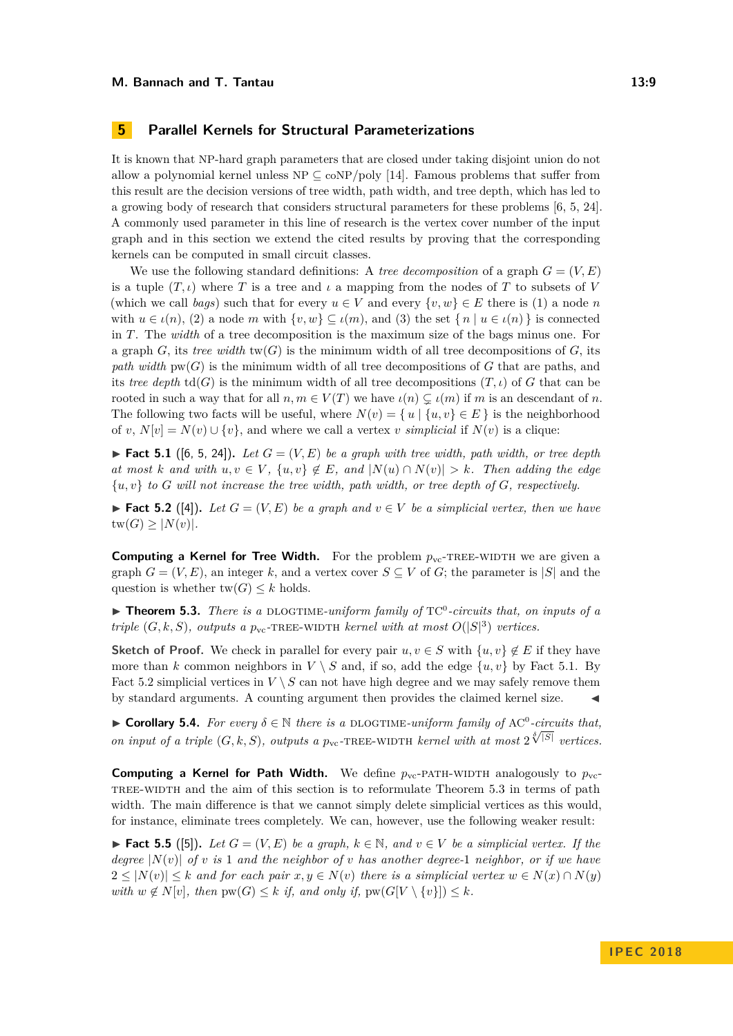## 5 Parallel Kernels for Structural Parameterizations

It is known that NP-hard graph parameters that are closed under taking disjoint union do not allow a polynomial kernel unless $\mathrm{NP} \subseteq \mathrm{coNP/poly}$ [14]. Famous problems that suffer from this result are the decision versions of tree width, path width, and tree depth, which has led to a growing body of research that considers structural parameters for these problems [6, 5, 24]. A commonly used parameter in this line of research is the vertex cover number of the input graph and in this section we extend the cited results by proving that the corresponding kernels can be computed in small circuit classes.

We use the following standard definitions: A *tree decomposition* of a graph $G = (V, E)$ is a tuple $(T, \iota)$ where $T$ is a tree and $\iota$ a mapping from the nodes of $T$ to subsets of $V$ (which we call *bags*) such that for every $u \in V$ and every $\{v, w\} \in E$ there is (1) a node $n$ with $u \in \iota(n)$, (2) a node $m$ with $\{v, w\} \subseteq \iota(m)$, and (3) the set $\{\, n \mid u \in \iota(n) \,\}$ is connected in $T$. The *width* of a tree decomposition is the maximum size of the bags minus one. For a graph $G$, its *tree width* $\mathrm{tw}(G)$ is the minimum width of all tree decompositions of $G$, its *path width* $\mathrm{pw}(G)$ is the minimum width of all tree decompositions of $G$ that are paths, and its *tree depth* $\mathrm{td}(G)$ is the minimum width of all tree decompositions $(T, \iota)$ of $G$ that can be rooted in such a way that for all $n, m \in V(T)$ we have $\iota(n) \subsetneq \iota(m)$ if $m$ is an descendant of $n$. The following two facts will be useful, where $N(v) = \{\, u \mid \{u, v\} \in E \,\}$ is the neighborhood of $v$, $N[v] = N(v) \cup \{v\}$, and where we call a vertex $v$ *simplicial* if $N(v)$ is a clique:

▶ **Fact 5.1** ([6, 5, 24])**.** *Let $G = (V, E)$ be a graph with tree width, path width, or tree depth at most $k$ and with $u, v \in V$, $\{u, v\} \notin E$, and $|N(u) \cap N(v)| > k$. Then adding the edge $\{u, v\}$ to $G$ will not increase the tree width, path width, or tree depth of $G$, respectively.*

▶ **Fact 5.2** ([4])**.** *Let $G = (V, E)$ be a graph and $v \in V$ be a simplicial vertex, then we have $\mathrm{tw}(G) \geq |N(v)|$.*

**Computing a Kernel for Tree Width.** For the problem $p_{\mathrm{vc}}$-TREE-WIDTH we are given a graph $G = (V, E)$, an integer $k$, and a vertex cover $S \subseteq V$ of $G$; the parameter is $|S|$ and the question is whether $\mathrm{tw}(G) \leq k$ holds.

▶ **Theorem 5.3.** *There is a* DLOGTIME*-uniform family of* $\mathrm{TC}^0$*-circuits that, on inputs of a triple $(G, k, S)$, outputs a $p_{\mathrm{vc}}$-*TREE-WIDTH *kernel with at most $O(|S|^3)$ vertices.*

**Sketch of Proof.** We check in parallel for every pair $u, v \in S$ with $\{u, v\} \notin E$ if they have more than $k$ common neighbors in $V \setminus S$ and, if so, add the edge $\{u, v\}$ by Fact 5.1. By Fact 5.2 simplicial vertices in $V \setminus S$ can not have high degree and we may safely remove them by standard arguments. A counting argument then provides the claimed kernel size. ◀

▶ **Corollary 5.4.** *For every $\delta \in \mathbb{N}$ there is a* DLOGTIME*-uniform family of* $\mathrm{AC}^0$*-circuits that, on input of a triple $(G, k, S)$, outputs a $p_{\mathrm{vc}}$-*TREE-WIDTH *kernel with at most $2^{\sqrt[\delta]{|S|}}$ vertices.*

**Computing a Kernel for Path Width.** We define $p_{\mathrm{vc}}$-PATH-WIDTH analogously to $p_{\mathrm{vc}}$-TREE-WIDTH and the aim of this section is to reformulate Theorem 5.3 in terms of path width. The main difference is that we cannot simply delete simplicial vertices as this would, for instance, eliminate trees completely. We can, however, use the following weaker result:

▶ **Fact 5.5** ([5])**.** *Let $G = (V, E)$ be a graph, $k \in \mathbb{N}$, and $v \in V$ be a simplicial vertex. If the degree $|N(v)|$ of $v$ is 1 and the neighbor of $v$ has another degree-1 neighbor, or if we have $2 \leq |N(v)| \leq k$ and for each pair $x, y \in N(v)$ there is a simplicial vertex $w \in N(x) \cap N(y)$ with $w \notin N[v]$, then $\mathrm{pw}(G) \leq k$ if, and only if, $\mathrm{pw}(G[V \setminus \{v\}]) \leq k$.*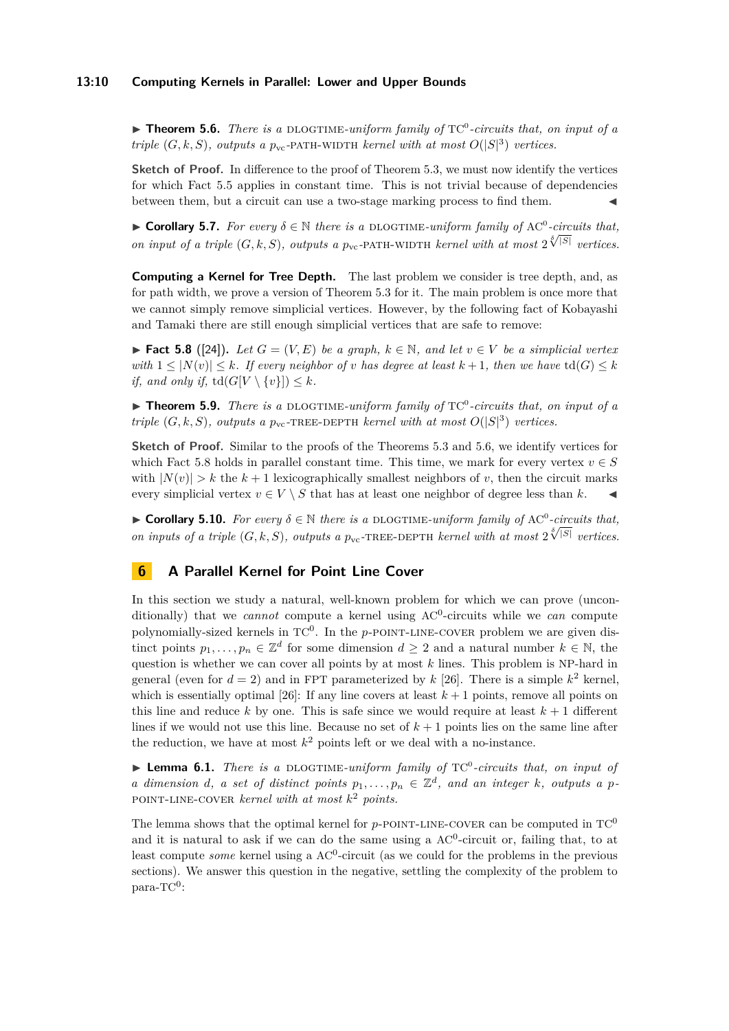▶ **Theorem 5.6.** *There is a* DLOGTIME*-uniform family of* $\mathrm{TC}^0$*-circuits that, on input of a triple* $(G, k, S)$*, outputs a* $p_{\mathrm{vc}}$-PATH-WIDTH *kernel with at most* $O(|S|^3)$ *vertices.*

**Sketch of Proof.** In difference to the proof of Theorem 5.3, we must now identify the vertices for which Fact 5.5 applies in constant time. This is not trivial because of dependencies between them, but a circuit can use a two-stage marking process to find them. ◀

▶ **Corollary 5.7.** *For every* $\delta \in \mathbb{N}$ *there is a* DLOGTIME*-uniform family of* $\mathrm{AC}^0$*-circuits that, on input of a triple* $(G, k, S)$*, outputs a* $p_{\mathrm{vc}}$-PATH-WIDTH *kernel with at most* $2^{\sqrt[\delta]{|S|}}$ *vertices.*

**Computing a Kernel for Tree Depth.** The last problem we consider is tree depth, and, as for path width, we prove a version of Theorem 5.3 for it. The main problem is once more that we cannot simply remove simplicial vertices. However, by the following fact of Kobayashi and Tamaki there are still enough simplicial vertices that are safe to remove:

▶ **Fact 5.8** ([24]). *Let* $G = (V, E)$ *be a graph,* $k \in \mathbb{N}$*, and let* $v \in V$ *be a simplicial vertex with* $1 \leq |N(v)| \leq k$*. If every neighbor of* $v$ *has degree at least* $k + 1$*, then we have* $\mathrm{td}(G) \leq k$ *if, and only if,* $\mathrm{td}(G[V \setminus \{v\}]) \leq k$*.*

▶ **Theorem 5.9.** *There is a* DLOGTIME*-uniform family of* $\mathrm{TC}^0$*-circuits that, on input of a triple* $(G, k, S)$*, outputs a* $p_{\mathrm{vc}}$-TREE-DEPTH *kernel with at most* $O(|S|^3)$ *vertices.*

**Sketch of Proof.** Similar to the proofs of the Theorems 5.3 and 5.6, we identify vertices for which Fact 5.8 holds in parallel constant time. This time, we mark for every vertex $v \in S$ with $|N(v)| > k$ the $k + 1$ lexicographically smallest neighbors of $v$, then the circuit marks every simplicial vertex $v \in V \setminus S$ that has at least one neighbor of degree less than $k$. ◀

▶ **Corollary 5.10.** *For every* $\delta \in \mathbb{N}$ *there is a* DLOGTIME*-uniform family of* $\mathrm{AC}^0$*-circuits that, on inputs of a triple* $(G, k, S)$*, outputs a* $p_{\mathrm{vc}}$-TREE-DEPTH *kernel with at most* $2^{\sqrt[\delta]{|S|}}$ *vertices.*

## 6 A Parallel Kernel for Point Line Cover

In this section we study a natural, well-known problem for which we can prove (unconditionally) that we *cannot* compute a kernel using $\mathrm{AC}^0$-circuits while we *can* compute polynomially-sized kernels in $\mathrm{TC}^0$. In the $p$-POINT-LINE-COVER problem we are given distinct points $p_1, \dots, p_n \in \mathbb{Z}^d$ for some dimension $d \geq 2$ and a natural number $k \in \mathbb{N}$, the question is whether we can cover all points by at most $k$ lines. This problem is NP-hard in general (even for $d = 2$) and in FPT parameterized by $k$ [26]. There is a simple $k^2$ kernel, which is essentially optimal [26]: If any line covers at least $k + 1$ points, remove all points on this line and reduce $k$ by one. This is safe since we would require at least $k + 1$ different lines if we would not use this line. Because no set of $k + 1$ points lies on the same line after the reduction, we have at most $k^2$ points left or we deal with a no-instance.

▶ **Lemma 6.1.** *There is a* DLOGTIME*-uniform family of* $\mathrm{TC}^0$*-circuits that, on input of a dimension* $d$*, a set of distinct points* $p_1, \dots, p_n \in \mathbb{Z}^d$*, and an integer* $k$*, outputs a* $p$-POINT-LINE-COVER *kernel with at most* $k^2$ *points.*

The lemma shows that the optimal kernel for $p$-POINT-LINE-COVER can be computed in $\mathrm{TC}^0$ and it is natural to ask if we can do the same using a $\mathrm{AC}^0$-circuit or, failing that, to at least compute *some* kernel using a $\mathrm{AC}^0$-circuit (as we could for the problems in the previous sections). We answer this question in the negative, settling the complexity of the problem to para-$\mathrm{TC}^0$: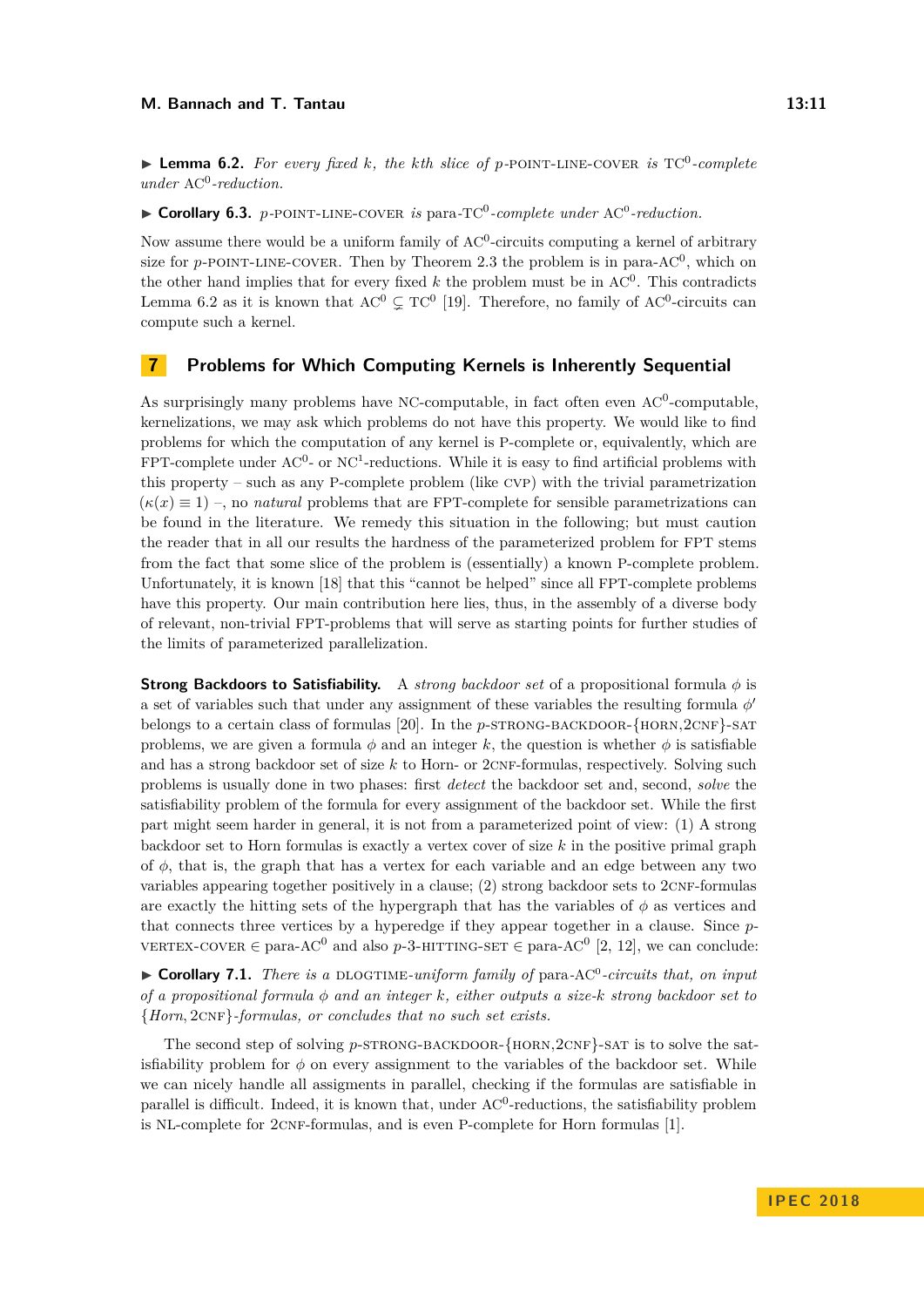▶ **Lemma 6.2.** *For every fixed $k$, the $k$th slice of $p$-POINT-LINE-COVER is $\mathrm{TC}^0$-complete under $\mathrm{AC}^0$-reduction.*

▶ **Corollary 6.3.** *$p$-POINT-LINE-COVER is para-$\mathrm{TC}^0$-complete under $\mathrm{AC}^0$-reduction.*

Now assume there would be a uniform family of $\mathrm{AC}^0$-circuits computing a kernel of arbitrary size for $p$-POINT-LINE-COVER. Then by Theorem 2.3 the problem is in para-$\mathrm{AC}^0$, which on the other hand implies that for every fixed $k$ the problem must be in $\mathrm{AC}^0$. This contradicts Lemma 6.2 as it is known that $\mathrm{AC}^0 \subsetneq \mathrm{TC}^0$ [19]. Therefore, no family of $\mathrm{AC}^0$-circuits can compute such a kernel.

## 7 Problems for Which Computing Kernels is Inherently Sequential

As surprisingly many problems have NC-computable, in fact often even $\mathrm{AC}^0$-computable, kernelizations, we may ask which problems do not have this property. We would like to find problems for which the computation of any kernel is P-complete or, equivalently, which are FPT-complete under $\mathrm{AC}^0$- or $\mathrm{NC}^1$-reductions. While it is easy to find artificial problems with this property – such as any P-complete problem (like CVP) with the trivial parametrization ($\kappa(x) \equiv 1$) –, no *natural* problems that are FPT-complete for sensible parametrizations can be found in the literature. We remedy this situation in the following; but must caution the reader that in all our results the hardness of the parameterized problem for FPT stems from the fact that some slice of the problem is (essentially) a known P-complete problem. Unfortunately, it is known [18] that this "cannot be helped" since all FPT-complete problems have this property. Our main contribution here lies, thus, in the assembly of a diverse body of relevant, non-trivial FPT-problems that will serve as starting points for further studies of the limits of parameterized parallelization.

**Strong Backdoors to Satisfiability.** A *strong backdoor set* of a propositional formula $\phi$ is a set of variables such that under any assignment of these variables the resulting formula $\phi'$ belongs to a certain class of formulas [20]. In the $p$-STRONG-BACKDOOR-{HORN,2CNF}-SAT problems, we are given a formula $\phi$ and an integer $k$, the question is whether $\phi$ is satisfiable and has a strong backdoor set of size $k$ to Horn- or 2CNF-formulas, respectively. Solving such problems is usually done in two phases: first *detect* the backdoor set and, second, *solve* the satisfiability problem of the formula for every assignment of the backdoor set. While the first part might seem harder in general, it is not from a parameterized point of view: (1) A strong backdoor set to Horn formulas is exactly a vertex cover of size $k$ in the positive primal graph of $\phi$, that is, the graph that has a vertex for each variable and an edge between any two variables appearing together positively in a clause; (2) strong backdoor sets to 2CNF-formulas are exactly the hitting sets of the hypergraph that has the variables of $\phi$ as vertices and that connects three vertices by a hyperedge if they appear together in a clause. Since $p$-VERTEX-COVER $\in$ para-$\mathrm{AC}^0$ and also $p$-3-HITTING-SET $\in$ para-$\mathrm{AC}^0$ [2, 12], we can conclude:

▶ **Corollary 7.1.** *There is a* DLOGTIME*-uniform family of* para-$\mathrm{AC}^0$*-circuits that, on input of a propositional formula $\phi$ and an integer $k$, either outputs a size-$k$ strong backdoor set to {Horn, 2CNF}-formulas, or concludes that no such set exists.*

The second step of solving $p$-STRONG-BACKDOOR-{HORN,2CNF}-SAT is to solve the satisfiability problem for $\phi$ on every assignment to the variables of the backdoor set. While we can nicely handle all assigments in parallel, checking if the formulas are satisfiable in parallel is difficult. Indeed, it is known that, under $\mathrm{AC}^0$-reductions, the satisfiability problem is NL-complete for 2CNF-formulas, and is even P-complete for Horn formulas [1].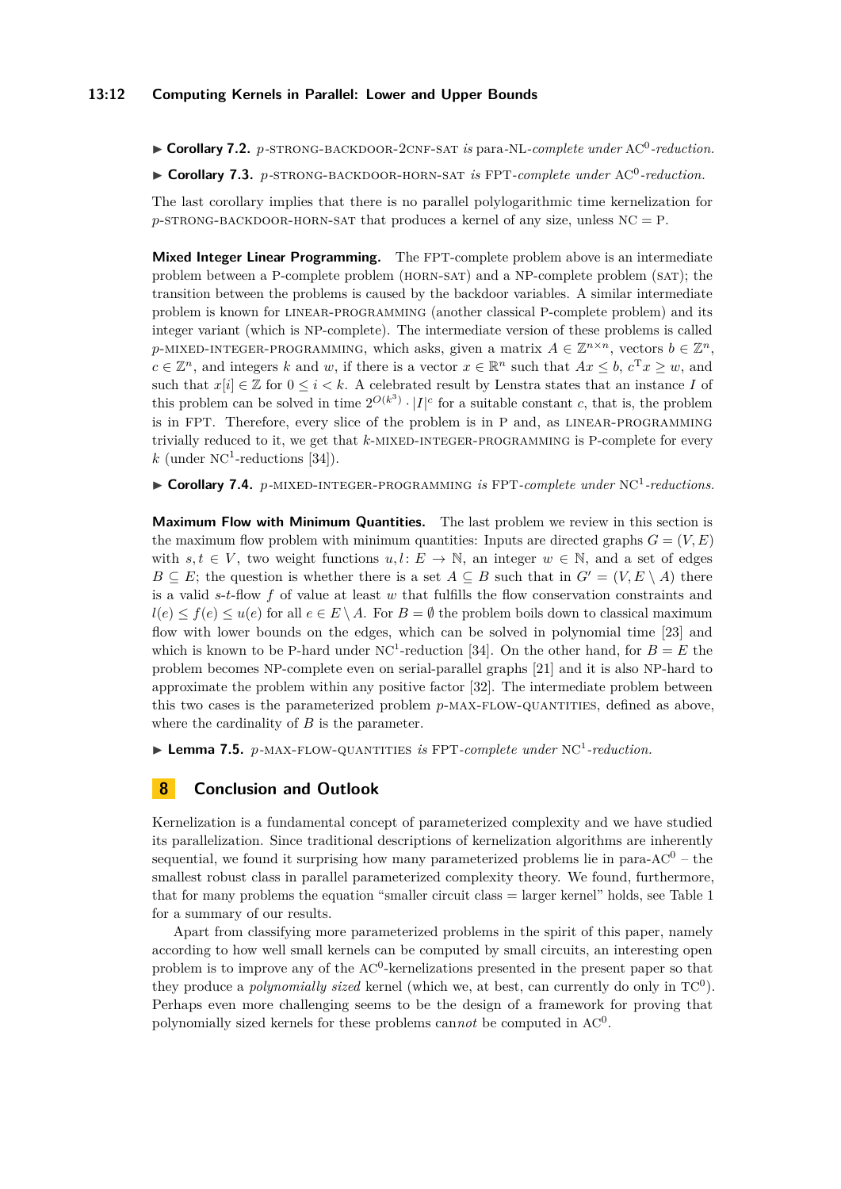▶ **Corollary 7.2.** *p*-STRONG-BACKDOOR-2CNF-SAT *is* para-NL*-complete under* $AC^0$*-reduction.*

▶ **Corollary 7.3.** *p*-STRONG-BACKDOOR-HORN-SAT *is* FPT*-complete under* $AC^0$*-reduction.*

The last corollary implies that there is no parallel polylogarithmic time kernelization for *p*-STRONG-BACKDOOR-HORN-SAT that produces a kernel of any size, unless NC = P.

**Mixed Integer Linear Programming.** The FPT-complete problem above is an intermediate problem between a P-complete problem (HORN-SAT) and a NP-complete problem (SAT); the transition between the problems is caused by the backdoor variables. A similar intermediate problem is known for LINEAR-PROGRAMMING (another classical P-complete problem) and its integer variant (which is NP-complete). The intermediate version of these problems is called *p*-MIXED-INTEGER-PROGRAMMING, which asks, given a matrix $A \in \mathbb{Z}^{n\times n}$, vectors $b \in \mathbb{Z}^n$, $c \in \mathbb{Z}^n$, and integers $k$ and $w$, if there is a vector $x \in \mathbb{R}^n$ such that $Ax \leq b$, $c^{\mathrm{T}}x \geq w$, and such that $x[i] \in \mathbb{Z}$ for $0 \leq i < k$. A celebrated result by Lenstra states that an instance $I$ of this problem can be solved in time $2^{O(k^3)} \cdot |I|^c$ for a suitable constant $c$, that is, the problem is in FPT. Therefore, every slice of the problem is in P and, as LINEAR-PROGRAMMING trivially reduced to it, we get that $k$-MIXED-INTEGER-PROGRAMMING is P-complete for every $k$ (under $NC^1$-reductions [34]).

▶ **Corollary 7.4.** *p*-MIXED-INTEGER-PROGRAMMING *is* FPT*-complete under* $NC^1$*-reductions.*

**Maximum Flow with Minimum Quantities.** The last problem we review in this section is the maximum flow problem with minimum quantities: Inputs are directed graphs $G = (V, E)$ with $s, t \in V$, two weight functions $u, l \colon E \to \mathbb{N}$, an integer $w \in \mathbb{N}$, and a set of edges $B \subseteq E$; the question is whether there is a set $A \subseteq B$ such that in $G' = (V, E \setminus A)$ there is a valid $s$-$t$-flow $f$ of value at least $w$ that fulfills the flow conservation constraints and $l(e) \leq f(e) \leq u(e)$ for all $e \in E \setminus A$. For $B = \emptyset$ the problem boils down to classical maximum flow with lower bounds on the edges, which can be solved in polynomial time [23] and which is known to be P-hard under $NC^1$-reduction [34]. On the other hand, for $B = E$ the problem becomes NP-complete even on serial-parallel graphs [21] and it is also NP-hard to approximate the problem within any positive factor [32]. The intermediate problem between this two cases is the parameterized problem *p*-MAX-FLOW-QUANTITIES, defined as above, where the cardinality of $B$ is the parameter.

▶ **Lemma 7.5.** *p*-MAX-FLOW-QUANTITIES *is* FPT*-complete under* $NC^1$*-reduction.*

## 8 Conclusion and Outlook

Kernelization is a fundamental concept of parameterized complexity and we have studied its parallelization. Since traditional descriptions of kernelization algorithms are inherently sequential, we found it surprising how many parameterized problems lie in para-$AC^0$ – the smallest robust class in parallel parameterized complexity theory. We found, furthermore, that for many problems the equation "smaller circuit class = larger kernel" holds, see Table 1 for a summary of our results.

Apart from classifying more parameterized problems in the spirit of this paper, namely according to how well small kernels can be computed by small circuits, an interesting open problem is to improve any of the $AC^0$-kernelizations presented in the present paper so that they produce a *polynomially sized* kernel (which we, at best, can currently do only in $TC^0$). Perhaps even more challenging seems to be the design of a framework for proving that polynomially sized kernels for these problems can*not* be computed in $AC^0$.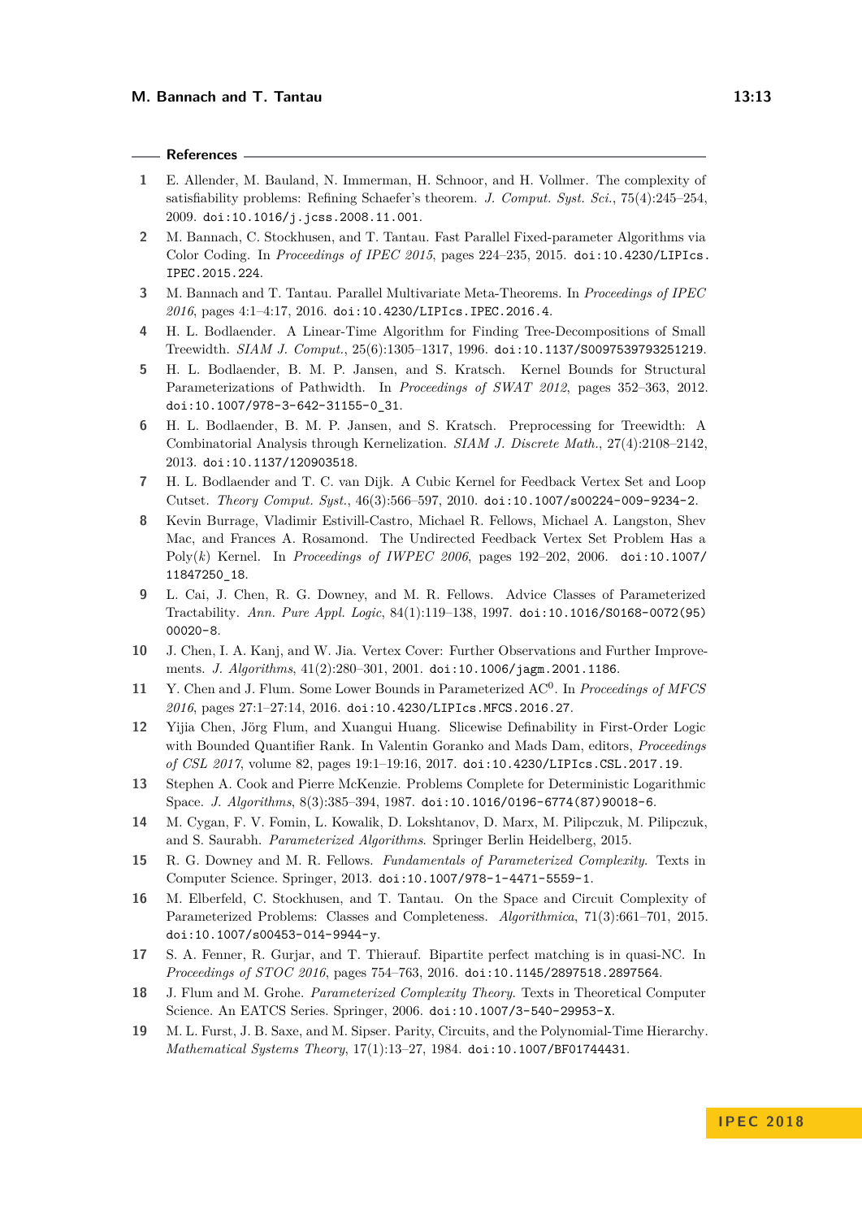## References

1. E. Allender, M. Bauland, N. Immerman, H. Schnoor, and H. Vollmer. The complexity of satisfiability problems: Refining Schaefer's theorem. *J. Comput. Syst. Sci.*, 75(4):245–254, 2009. doi:10.1016/j.jcss.2008.11.001.
2. M. Bannach, C. Stockhusen, and T. Tantau. Fast Parallel Fixed-parameter Algorithms via Color Coding. In *Proceedings of IPEC 2015*, pages 224–235, 2015. doi:10.4230/LIPIcs.IPEC.2015.224.
3. M. Bannach and T. Tantau. Parallel Multivariate Meta-Theorems. In *Proceedings of IPEC 2016*, pages 4:1–4:17, 2016. doi:10.4230/LIPIcs.IPEC.2016.4.
4. H. L. Bodlaender. A Linear-Time Algorithm for Finding Tree-Decompositions of Small Treewidth. *SIAM J. Comput.*, 25(6):1305–1317, 1996. doi:10.1137/S0097539793251219.
5. H. L. Bodlaender, B. M. P. Jansen, and S. Kratsch. Kernel Bounds for Structural Parameterizations of Pathwidth. In *Proceedings of SWAT 2012*, pages 352–363, 2012. doi:10.1007/978-3-642-31155-0_31.
6. H. L. Bodlaender, B. M. P. Jansen, and S. Kratsch. Preprocessing for Treewidth: A Combinatorial Analysis through Kernelization. *SIAM J. Discrete Math.*, 27(4):2108–2142, 2013. doi:10.1137/120903518.
7. H. L. Bodlaender and T. C. van Dijk. A Cubic Kernel for Feedback Vertex Set and Loop Cutset. *Theory Comput. Syst.*, 46(3):566–597, 2010. doi:10.1007/s00224-009-9234-2.
8. Kevin Burrage, Vladimir Estivill-Castro, Michael R. Fellows, Michael A. Langston, Shev Mac, and Frances A. Rosamond. The Undirected Feedback Vertex Set Problem Has a Poly($k$) Kernel. In *Proceedings of IWPEC 2006*, pages 192–202, 2006. doi:10.1007/11847250_18.
9. L. Cai, J. Chen, R. G. Downey, and M. R. Fellows. Advice Classes of Parameterized Tractability. *Ann. Pure Appl. Logic*, 84(1):119–138, 1997. doi:10.1016/S0168-0072(95)00020-8.
10. J. Chen, I. A. Kanj, and W. Jia. Vertex Cover: Further Observations and Further Improvements. *J. Algorithms*, 41(2):280–301, 2001. doi:10.1006/jagm.2001.1186.
11. Y. Chen and J. Flum. Some Lower Bounds in Parameterized $\mathrm{AC}^0$. In *Proceedings of MFCS 2016*, pages 27:1–27:14, 2016. doi:10.4230/LIPIcs.MFCS.2016.27.
12. Yijia Chen, Jörg Flum, and Xuangui Huang. Slicewise Definability in First-Order Logic with Bounded Quantifier Rank. In Valentin Goranko and Mads Dam, editors, *Proceedings of CSL 2017*, volume 82, pages 19:1–19:16, 2017. doi:10.4230/LIPIcs.CSL.2017.19.
13. Stephen A. Cook and Pierre McKenzie. Problems Complete for Deterministic Logarithmic Space. *J. Algorithms*, 8(3):385–394, 1987. doi:10.1016/0196-6774(87)90018-6.
14. M. Cygan, F. V. Fomin, L. Kowalik, D. Lokshtanov, D. Marx, M. Pilipczuk, M. Pilipczuk, and S. Saurabh. *Parameterized Algorithms*. Springer Berlin Heidelberg, 2015.
15. R. G. Downey and M. R. Fellows. *Fundamentals of Parameterized Complexity*. Texts in Computer Science. Springer, 2013. doi:10.1007/978-1-4471-5559-1.
16. M. Elberfeld, C. Stockhusen, and T. Tantau. On the Space and Circuit Complexity of Parameterized Problems: Classes and Completeness. *Algorithmica*, 71(3):661–701, 2015. doi:10.1007/s00453-014-9944-y.
17. S. A. Fenner, R. Gurjar, and T. Thierauf. Bipartite perfect matching is in quasi-NC. In *Proceedings of STOC 2016*, pages 754–763, 2016. doi:10.1145/2897518.2897564.
18. J. Flum and M. Grohe. *Parameterized Complexity Theory*. Texts in Theoretical Computer Science. An EATCS Series. Springer, 2006. doi:10.1007/3-540-29953-X.
19. M. L. Furst, J. B. Saxe, and M. Sipser. Parity, Circuits, and the Polynomial-Time Hierarchy. *Mathematical Systems Theory*, 17(1):13–27, 1984. doi:10.1007/BF01744431.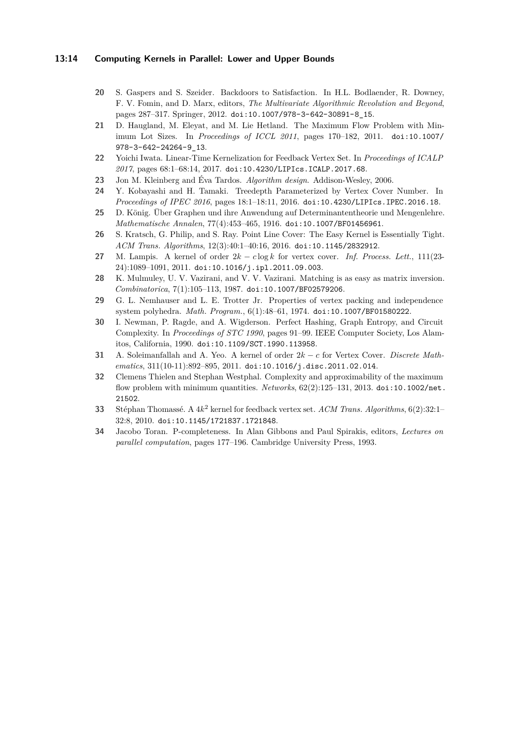20 S. Gaspers and S. Szeider. Backdoors to Satisfaction. In H.L. Bodlaender, R. Downey, F. V. Fomin, and D. Marx, editors, *The Multivariate Algorithmic Revolution and Beyond*, pages 287–317. Springer, 2012. doi:10.1007/978-3-642-30891-8_15.

21 D. Haugland, M. Eleyat, and M. Lie Hetland. The Maximum Flow Problem with Minimum Lot Sizes. In *Proceedings of ICCL 2011*, pages 170–182, 2011. doi:10.1007/978-3-642-24264-9_13.

22 Yoichi Iwata. Linear-Time Kernelization for Feedback Vertex Set. In *Proceedings of ICALP 2017*, pages 68:1–68:14, 2017. doi:10.4230/LIPIcs.ICALP.2017.68.

23 Jon M. Kleinberg and Éva Tardos. *Algorithm design*. Addison-Wesley, 2006.

24 Y. Kobayashi and H. Tamaki. Treedepth Parameterized by Vertex Cover Number. In *Proceedings of IPEC 2016*, pages 18:1–18:11, 2016. doi:10.4230/LIPIcs.IPEC.2016.18.

25 D. König. Über Graphen und ihre Anwendung auf Determinantentheorie und Mengenlehre. *Mathematische Annalen*, 77(4):453–465, 1916. doi:10.1007/BF01456961.

26 S. Kratsch, G. Philip, and S. Ray. Point Line Cover: The Easy Kernel is Essentially Tight. *ACM Trans. Algorithms*, 12(3):40:1–40:16, 2016. doi:10.1145/2832912.

27 M. Lampis. A kernel of order $2k - c\log k$ for vertex cover. *Inf. Process. Lett.*, 111(23-24):1089–1091, 2011. doi:10.1016/j.ipl.2011.09.003.

28 K. Mulmuley, U. V. Vazirani, and V. V. Vazirani. Matching is as easy as matrix inversion. *Combinatorica*, 7(1):105–113, 1987. doi:10.1007/BF02579206.

29 G. L. Nemhauser and L. E. Trotter Jr. Properties of vertex packing and independence system polyhedra. *Math. Program.*, 6(1):48–61, 1974. doi:10.1007/BF01580222.

30 I. Newman, P. Ragde, and A. Wigderson. Perfect Hashing, Graph Entropy, and Circuit Complexity. In *Proceedings of STC 1990*, pages 91–99. IEEE Computer Society, Los Alamitos, California, 1990. doi:10.1109/SCT.1990.113958.

31 A. Soleimanfallah and A. Yeo. A kernel of order $2k - c$ for Vertex Cover. *Discrete Mathematics*, 311(10-11):892–895, 2011. doi:10.1016/j.disc.2011.02.014.

32 Clemens Thielen and Stephan Westphal. Complexity and approximability of the maximum flow problem with minimum quantities. *Networks*, 62(2):125–131, 2013. doi:10.1002/net.21502.

33 Stéphan Thomassé. A $4k^2$ kernel for feedback vertex set. *ACM Trans. Algorithms*, 6(2):32:1–32:8, 2010. doi:10.1145/1721837.1721848.

34 Jacobo Toran. P-completeness. In Alan Gibbons and Paul Spirakis, editors, *Lectures on parallel computation*, pages 177–196. Cambridge University Press, 1993.